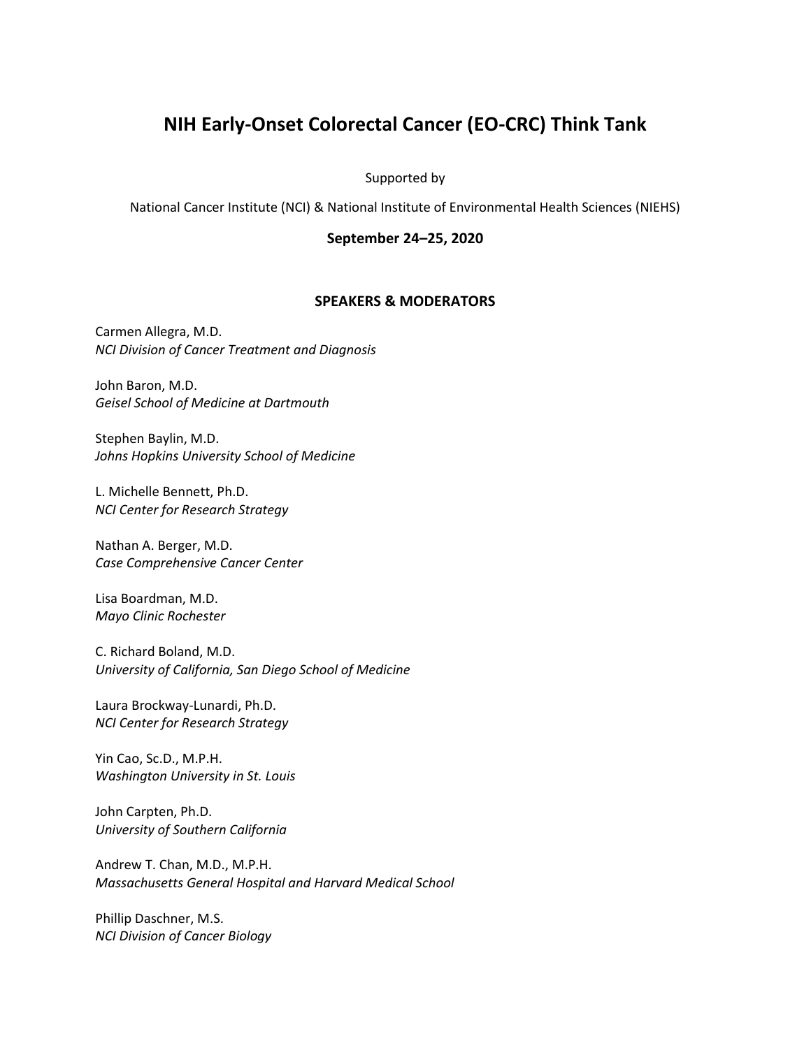# NIH Early-Onset Colorectal Cancer (EO-CRC) Think Tank

Supported by

National Cancer Institute (NCI) & National Institute of Environmental Health Sciences (NIEHS)

**September 24–25, 2020**

## SPEAKERS & MODERATORS

Carmen Allegra, M.D.
*NCI Division of Cancer Treatment and Diagnosis*

John Baron, M.D.
*Geisel School of Medicine at Dartmouth*

Stephen Baylin, M.D.
*Johns Hopkins University School of Medicine*

L. Michelle Bennett, Ph.D.
*NCI Center for Research Strategy*

Nathan A. Berger, M.D.
*Case Comprehensive Cancer Center*

Lisa Boardman, M.D.
*Mayo Clinic Rochester*

C. Richard Boland, M.D.
*University of California, San Diego School of Medicine*

Laura Brockway-Lunardi, Ph.D.
*NCI Center for Research Strategy*

Yin Cao, Sc.D., M.P.H.
*Washington University in St. Louis*

John Carpten, Ph.D.
*University of Southern California*

Andrew T. Chan, M.D., M.P.H.
*Massachusetts General Hospital and Harvard Medical School*

Phillip Daschner, M.S.
*NCI Division of Cancer Biology*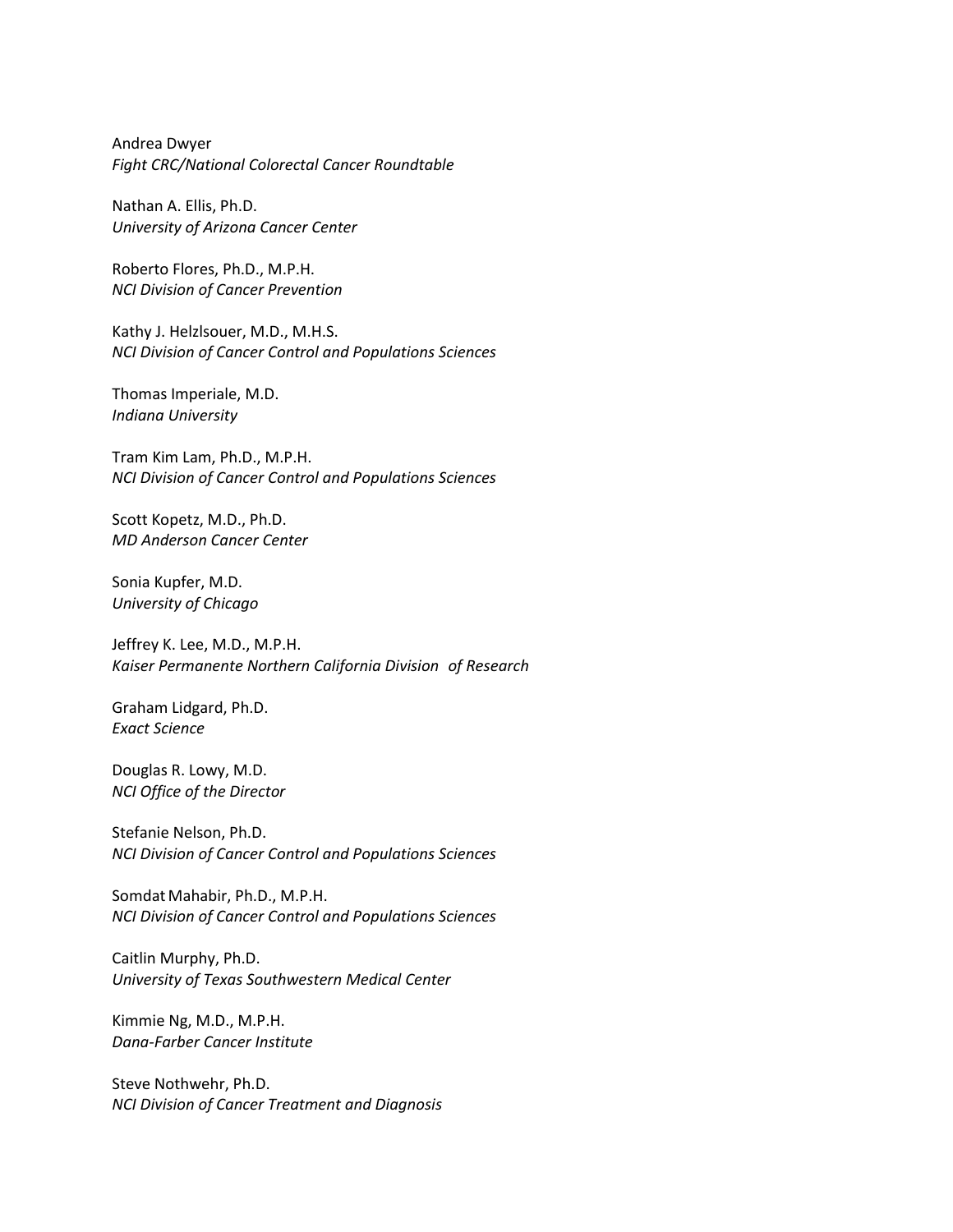Andrea Dwyer  
*Fight CRC/National Colorectal Cancer Roundtable*

Nathan A. Ellis, Ph.D.  
*University of Arizona Cancer Center*

Roberto Flores, Ph.D., M.P.H.  
*NCI Division of Cancer Prevention*

Kathy J. Helzlsouer, M.D., M.H.S.  
*NCI Division of Cancer Control and Populations Sciences*

Thomas Imperiale, M.D.  
*Indiana University*

Tram Kim Lam, Ph.D., M.P.H.  
*NCI Division of Cancer Control and Populations Sciences*

Scott Kopetz, M.D., Ph.D.  
*MD Anderson Cancer Center*

Sonia Kupfer, M.D.  
*University of Chicago*

Jeffrey K. Lee, M.D., M.P.H.  
*Kaiser Permanente Northern California Division of Research*

Graham Lidgard, Ph.D.  
*Exact Science*

Douglas R. Lowy, M.D.  
*NCI Office of the Director*

Stefanie Nelson, Ph.D.  
*NCI Division of Cancer Control and Populations Sciences*

Somdat Mahabir, Ph.D., M.P.H.  
*NCI Division of Cancer Control and Populations Sciences*

Caitlin Murphy, Ph.D.  
*University of Texas Southwestern Medical Center*

Kimmie Ng, M.D., M.P.H.  
*Dana-Farber Cancer Institute*

Steve Nothwehr, Ph.D.  
*NCI Division of Cancer Treatment and Diagnosis*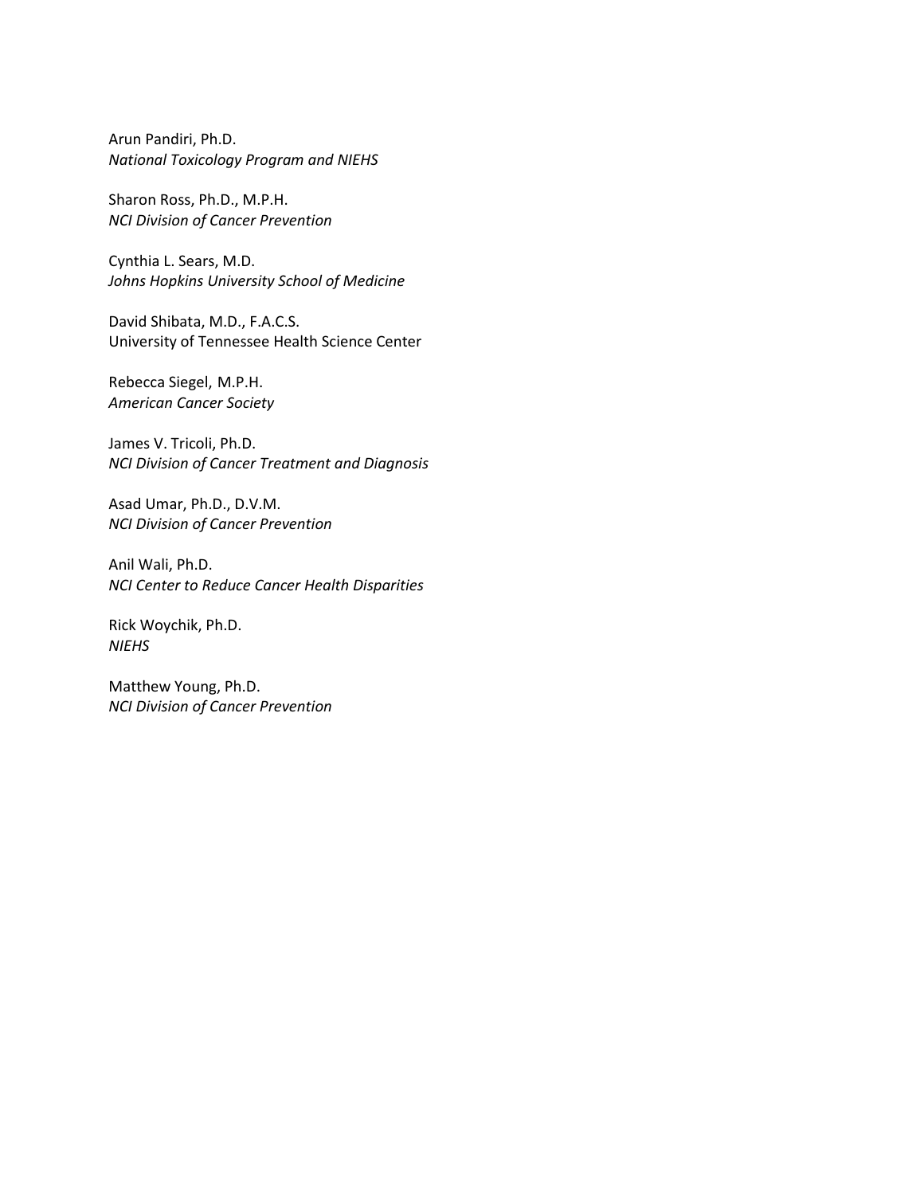Arun Pandiri, Ph.D.
*National Toxicology Program and NIEHS*

Sharon Ross, Ph.D., M.P.H.
*NCI Division of Cancer Prevention*

Cynthia L. Sears, M.D.
*Johns Hopkins University School of Medicine*

David Shibata, M.D., F.A.C.S.
University of Tennessee Health Science Center

Rebecca Siegel, M.P.H.
*American Cancer Society*

James V. Tricoli, Ph.D.
*NCI Division of Cancer Treatment and Diagnosis*

Asad Umar, Ph.D., D.V.M.
*NCI Division of Cancer Prevention*

Anil Wali, Ph.D.
*NCI Center to Reduce Cancer Health Disparities*

Rick Woychik, Ph.D.
*NIEHS*

Matthew Young, Ph.D.
*NCI Division of Cancer Prevention*